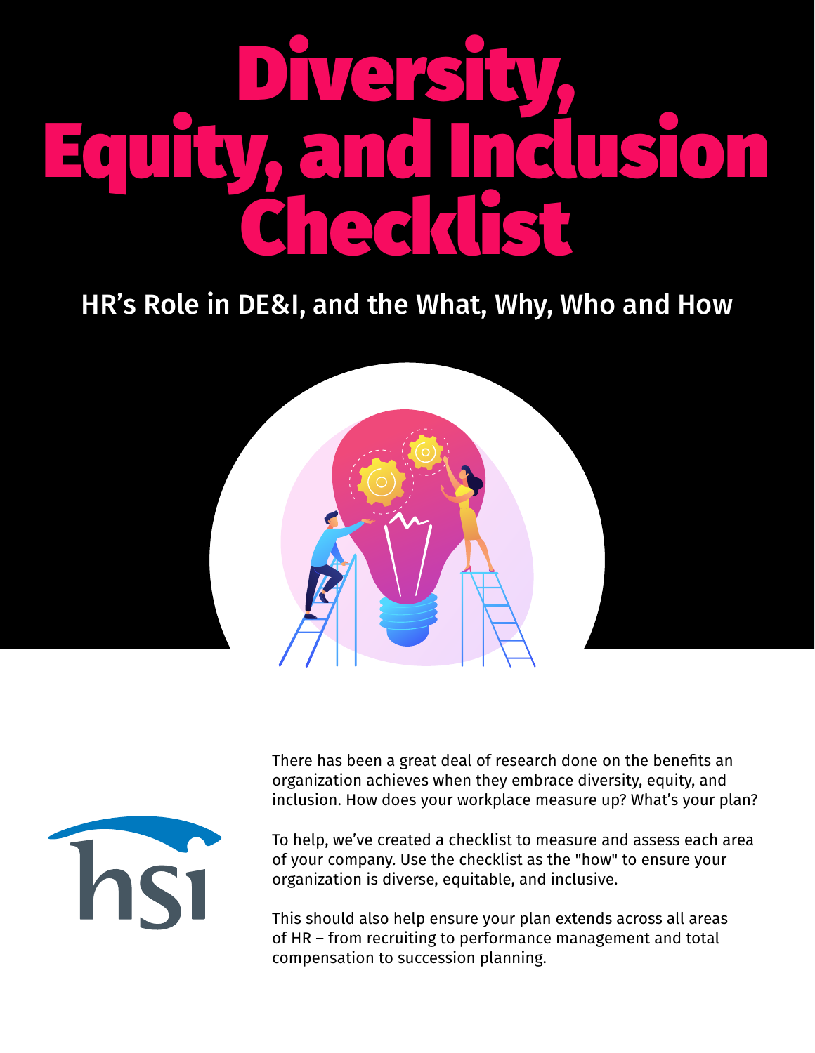# Diversity, Equity, and Inclusion Checklist

## HR's Role in DE&I, and the What, Why, Who and How

There has been a great deal of research done on the benefits an organization achieves when they embrace diversity, equity, and inclusion. How does your workplace measure up? What's your plan?

To help, we've created a checklist to measure and assess each area of your company. Use the checklist as the "how" to ensure your organization is diverse, equitable, and inclusive.

This should also help ensure your plan extends across all areas of HR – from recruiting to performance management and total compensation to succession planning.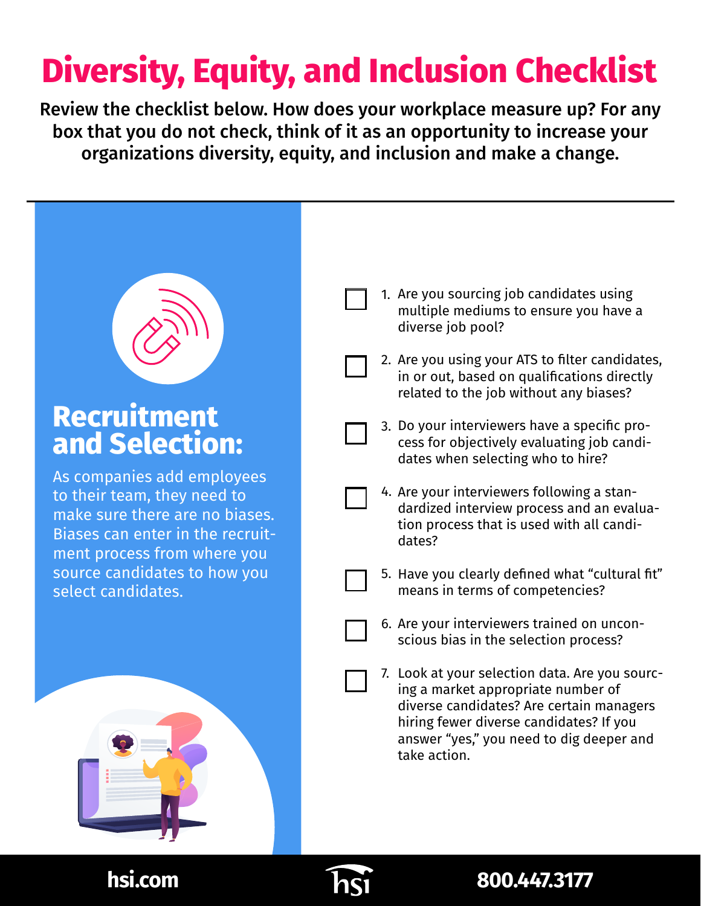# Diversity, Equity, and Inclusion Checklist

**Review the checklist below. How does your workplace measure up? For any box that you do not check, think of it as an opportunity to increase your organizations diversity, equity, and inclusion and make a change.**

## Recruitment and Selection:

As companies add employees to their team, they need to make sure there are no biases. Biases can enter in the recruitment process from where you source candidates to how you select candidates.

- [ ] 1. Are you sourcing job candidates using multiple mediums to ensure you have a diverse job pool?
- [ ] 2. Are you using your ATS to filter candidates, in or out, based on qualifications directly related to the job without any biases?
- [ ] 3. Do your interviewers have a specific process for objectively evaluating job candidates when selecting who to hire?
- [ ] 4. Are your interviewers following a standardized interview process and an evaluation process that is used with all candidates?
- [ ] 5. Have you clearly defined what "cultural fit" means in terms of competencies?
- [ ] 6. Are your interviewers trained on unconscious bias in the selection process?
- [ ] 7. Look at your selection data. Are you sourcing a market appropriate number of diverse candidates? Are certain managers hiring fewer diverse candidates? If you answer "yes," you need to dig deeper and take action.

hsi.com | hsi | 800.447.3177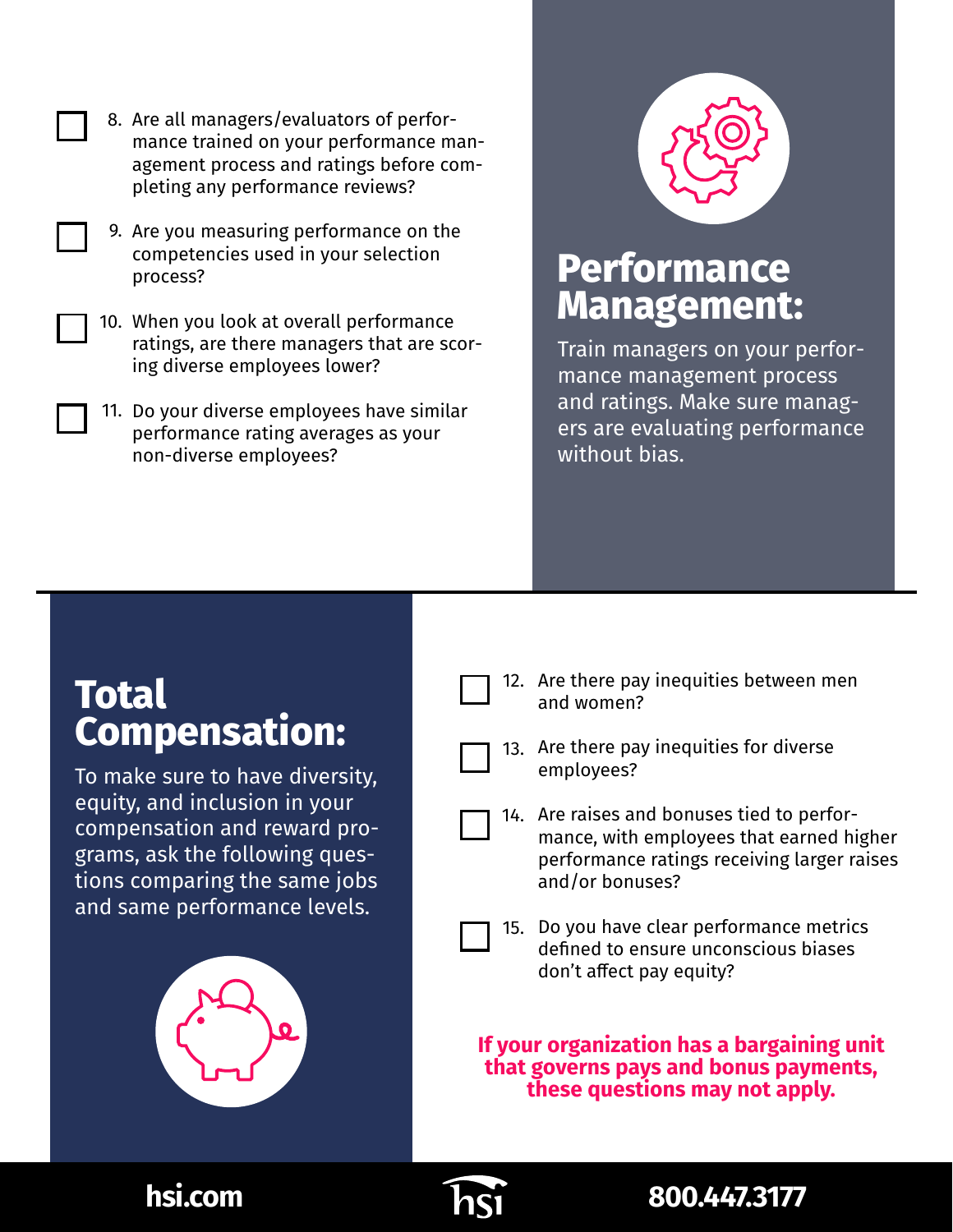## Performance Management:

Train managers on your performance management process and ratings. Make sure managers are evaluating performance without bias.

- [ ] 8. Are all managers/evaluators of performance trained on your performance management process and ratings before completing any performance reviews?
- [ ] 9. Are you measuring performance on the competencies used in your selection process?
- [ ] 10. When you look at overall performance ratings, are there managers that are scoring diverse employees lower?
- [ ] 11. Do your diverse employees have similar performance rating averages as your non-diverse employees?

## Total Compensation:

To make sure to have diversity, equity, and inclusion in your compensation and reward programs, ask the following questions comparing the same jobs and same performance levels.

- [ ] 12. Are there pay inequities between men and women?
- [ ] 13. Are there pay inequities for diverse employees?
- [ ] 14. Are raises and bonuses tied to performance, with employees that earned higher performance ratings receiving larger raises and/or bonuses?
- [ ] 15. Do you have clear performance metrics defined to ensure unconscious biases don't affect pay equity?

**If your organization has a bargaining unit that governs pays and bonus payments, these questions may not apply.**

hsi.com | hsi | 800.447.3177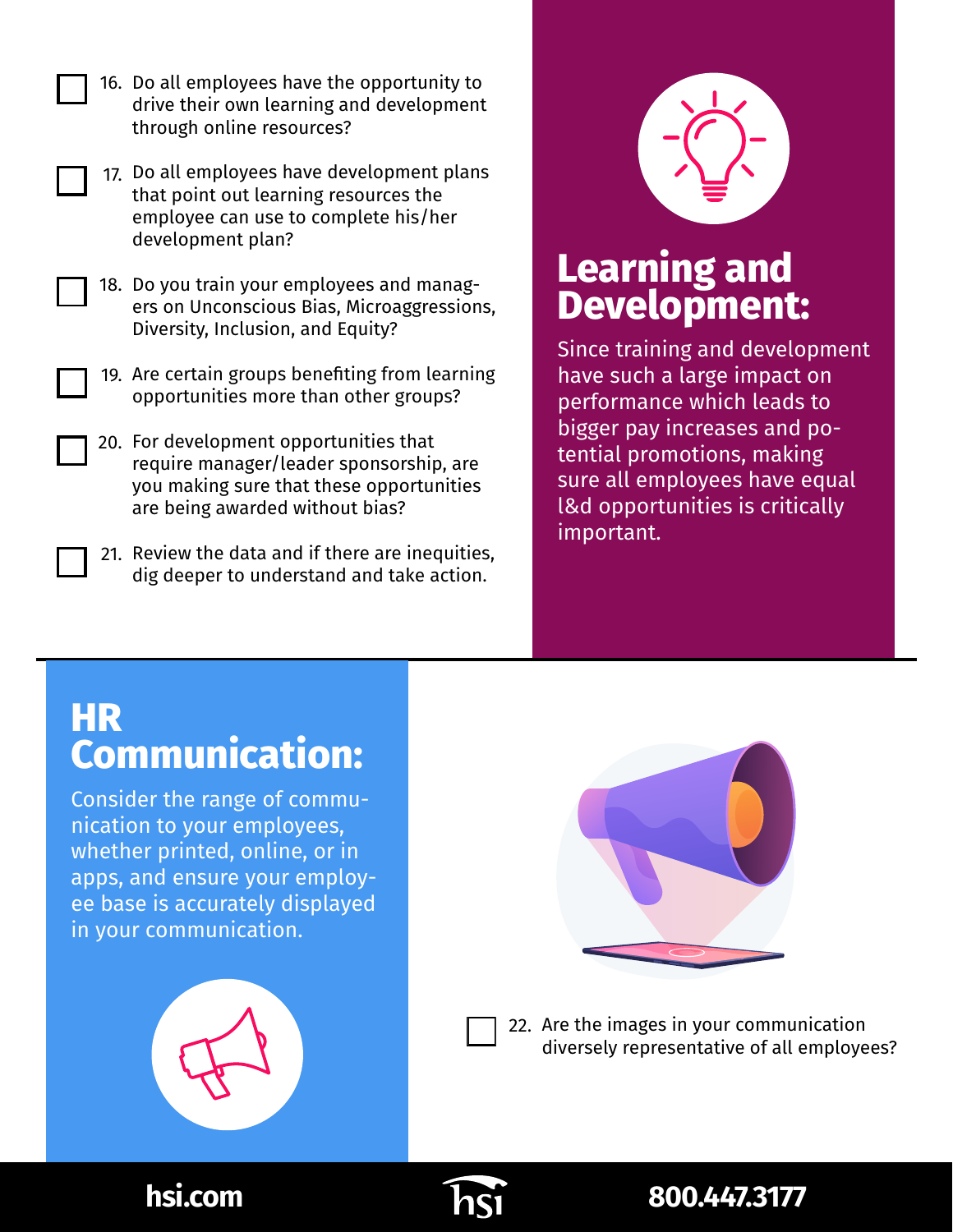## Learning and Development:

Since training and development have such a large impact on performance which leads to bigger pay increases and potential promotions, making sure all employees have equal l&d opportunities is critically important.

- [ ] 16. Do all employees have the opportunity to drive their own learning and development through online resources?
- [ ] 17. Do all employees have development plans that point out learning resources the employee can use to complete his/her development plan?
- [ ] 18. Do you train your employees and managers on Unconscious Bias, Microaggressions, Diversity, Inclusion, and Equity?
- [ ] 19. Are certain groups benefiting from learning opportunities more than other groups?
- [ ] 20. For development opportunities that require manager/leader sponsorship, are you making sure that these opportunities are being awarded without bias?
- [ ] 21. Review the data and if there are inequities, dig deeper to understand and take action.

## HR Communication:

Consider the range of communication to your employees, whether printed, online, or in apps, and ensure your employee base is accurately displayed in your communication.

- [ ] 22. Are the images in your communication diversely representative of all employees?

hsi.com

800.447.3177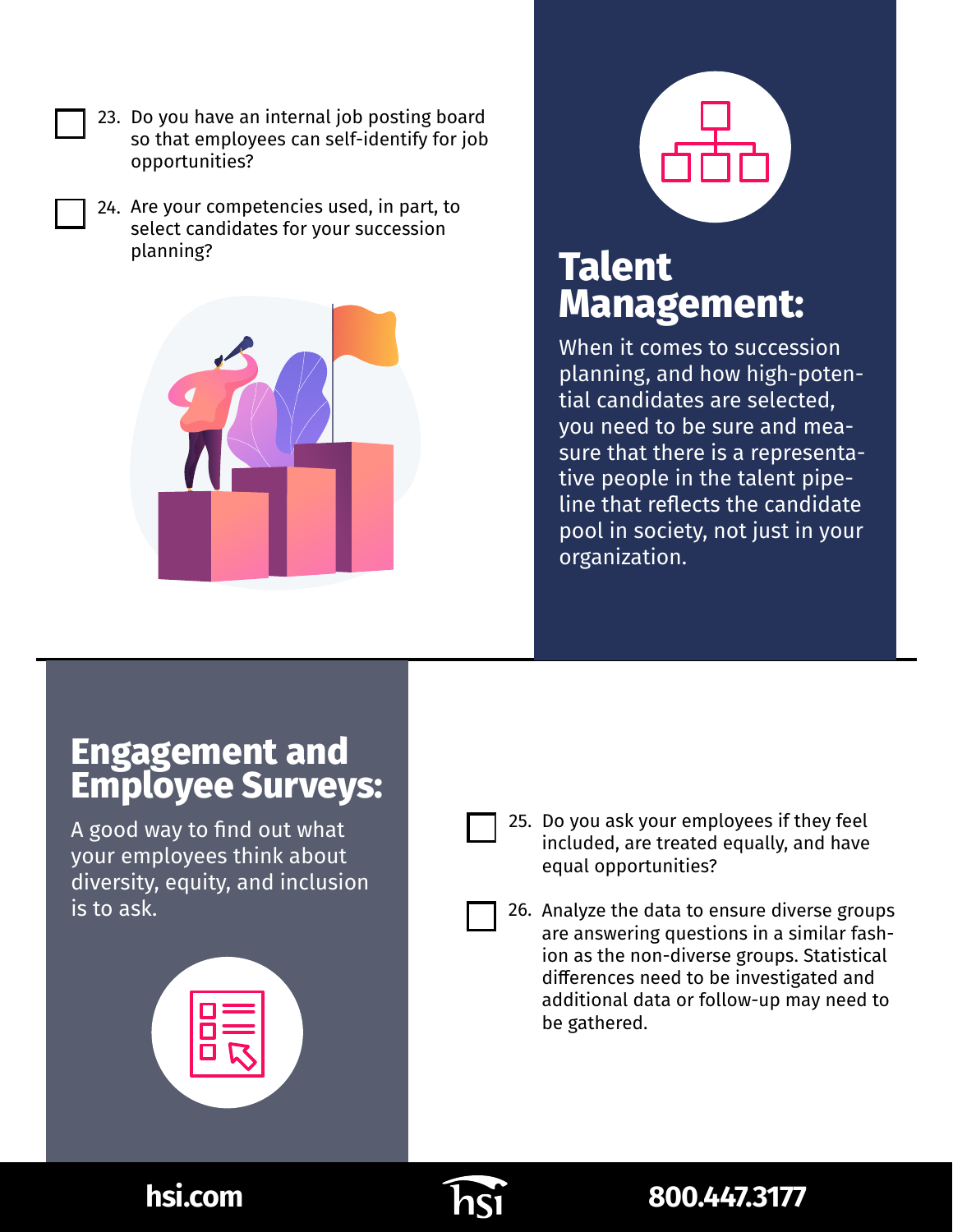- [ ] 23. Do you have an internal job posting board so that employees can self-identify for job opportunities?
- [ ] 24. Are your competencies used, in part, to select candidates for your succession planning?

## Talent Management:

When it comes to succession planning, and how high-potential candidates are selected, you need to be sure and measure that there is a representative people in the talent pipeline that reflects the candidate pool in society, not just in your organization.

## Engagement and Employee Surveys:

A good way to find out what your employees think about diversity, equity, and inclusion is to ask.

- [ ] 25. Do you ask your employees if they feel included, are treated equally, and have equal opportunities?
- [ ] 26. Analyze the data to ensure diverse groups are answering questions in a similar fashion as the non-diverse groups. Statistical differences need to be investigated and additional data or follow-up may need to be gathered.

hsi.com | hsi | 800.447.3177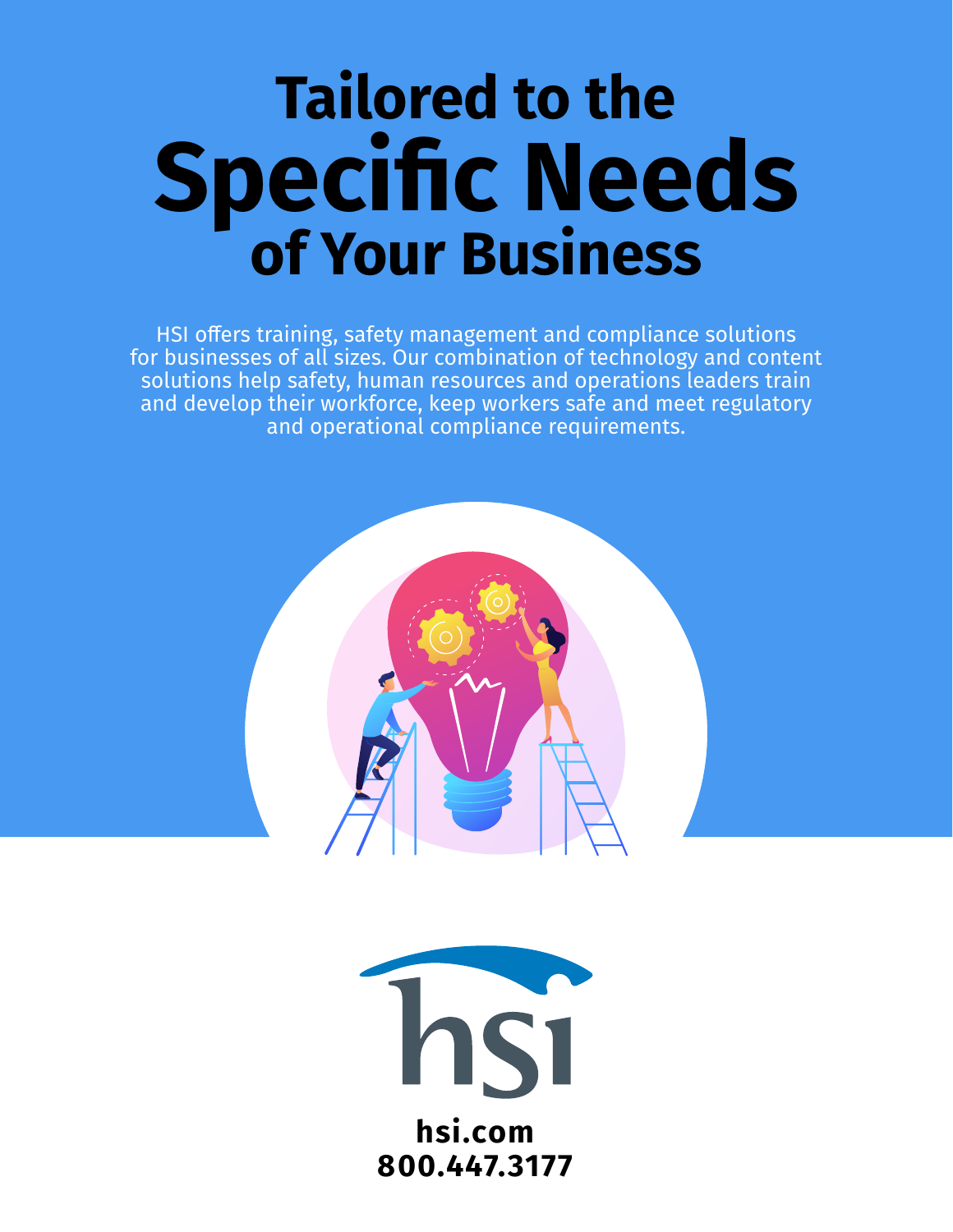# Tailored to the Specific Needs of Your Business

HSI offers training, safety management and compliance solutions for businesses of all sizes. Our combination of technology and content solutions help safety, human resources and operations leaders train and develop their workforce, keep workers safe and meet regulatory and operational compliance requirements.

**hsi.com**
**800.447.3177**